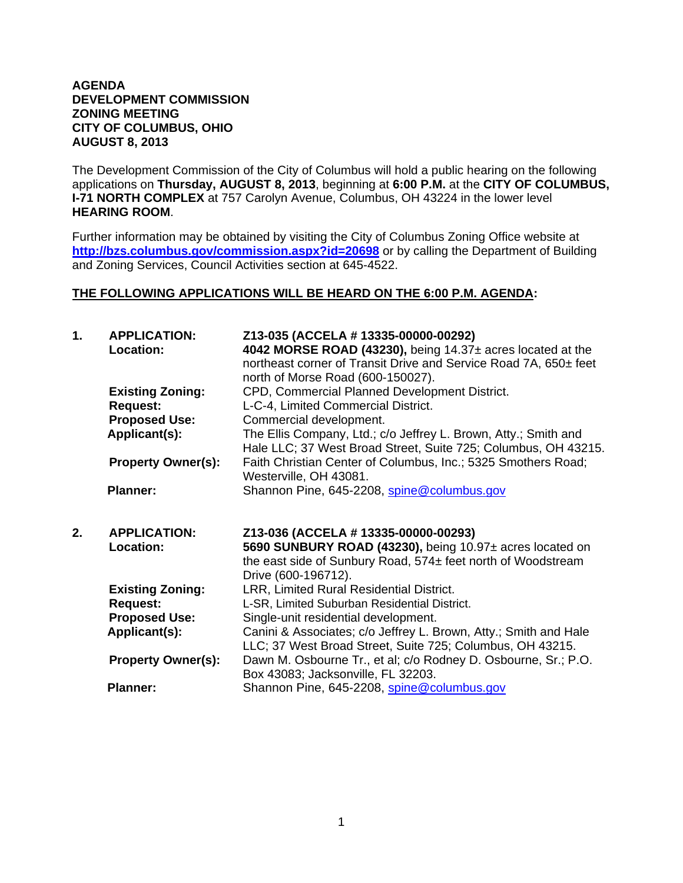**AGENDA**
**DEVELOPMENT COMMISSION**
**ZONING MEETING**
**CITY OF COLUMBUS, OHIO**
**AUGUST 8, 2013**

The Development Commission of the City of Columbus will hold a public hearing on the following applications on **Thursday, AUGUST 8, 2013**, beginning at **6:00 P.M.** at the **CITY OF COLUMBUS, I-71 NORTH COMPLEX** at 757 Carolyn Avenue, Columbus, OH 43224 in the lower level **HEARING ROOM**.

Further information may be obtained by visiting the City of Columbus Zoning Office website at **http://bzs.columbus.gov/commission.aspx?id=20698** or by calling the Department of Building and Zoning Services, Council Activities section at 645-4522.

**THE FOLLOWING APPLICATIONS WILL BE HEARD ON THE 6:00 P.M. AGENDA:**

**1. APPLICATION:** **Z13-035 (ACCELA # 13335-00000-00292)**
**Location:** **4042 MORSE ROAD (43230),** being 14.37± acres located at the northeast corner of Transit Drive and Service Road 7A, 650± feet north of Morse Road (600-150027).
**Existing Zoning:** CPD, Commercial Planned Development District.
**Request:** L-C-4, Limited Commercial District.
**Proposed Use:** Commercial development.
**Applicant(s):** The Ellis Company, Ltd.; c/o Jeffrey L. Brown, Atty.; Smith and Hale LLC; 37 West Broad Street, Suite 725; Columbus, OH 43215.
**Property Owner(s):** Faith Christian Center of Columbus, Inc.; 5325 Smothers Road; Westerville, OH 43081.
**Planner:** Shannon Pine, 645-2208, spine@columbus.gov

**2. APPLICATION:** **Z13-036 (ACCELA # 13335-00000-00293)**
**Location:** **5690 SUNBURY ROAD (43230),** being 10.97± acres located on the east side of Sunbury Road, 574± feet north of Woodstream Drive (600-196712).
**Existing Zoning:** LRR, Limited Rural Residential District.
**Request:** L-SR, Limited Suburban Residential District.
**Proposed Use:** Single-unit residential development.
**Applicant(s):** Canini & Associates; c/o Jeffrey L. Brown, Atty.; Smith and Hale LLC; 37 West Broad Street, Suite 725; Columbus, OH 43215.
**Property Owner(s):** Dawn M. Osbourne Tr., et al; c/o Rodney D. Osbourne, Sr.; P.O. Box 43083; Jacksonville, FL 32203.
**Planner:** Shannon Pine, 645-2208, spine@columbus.gov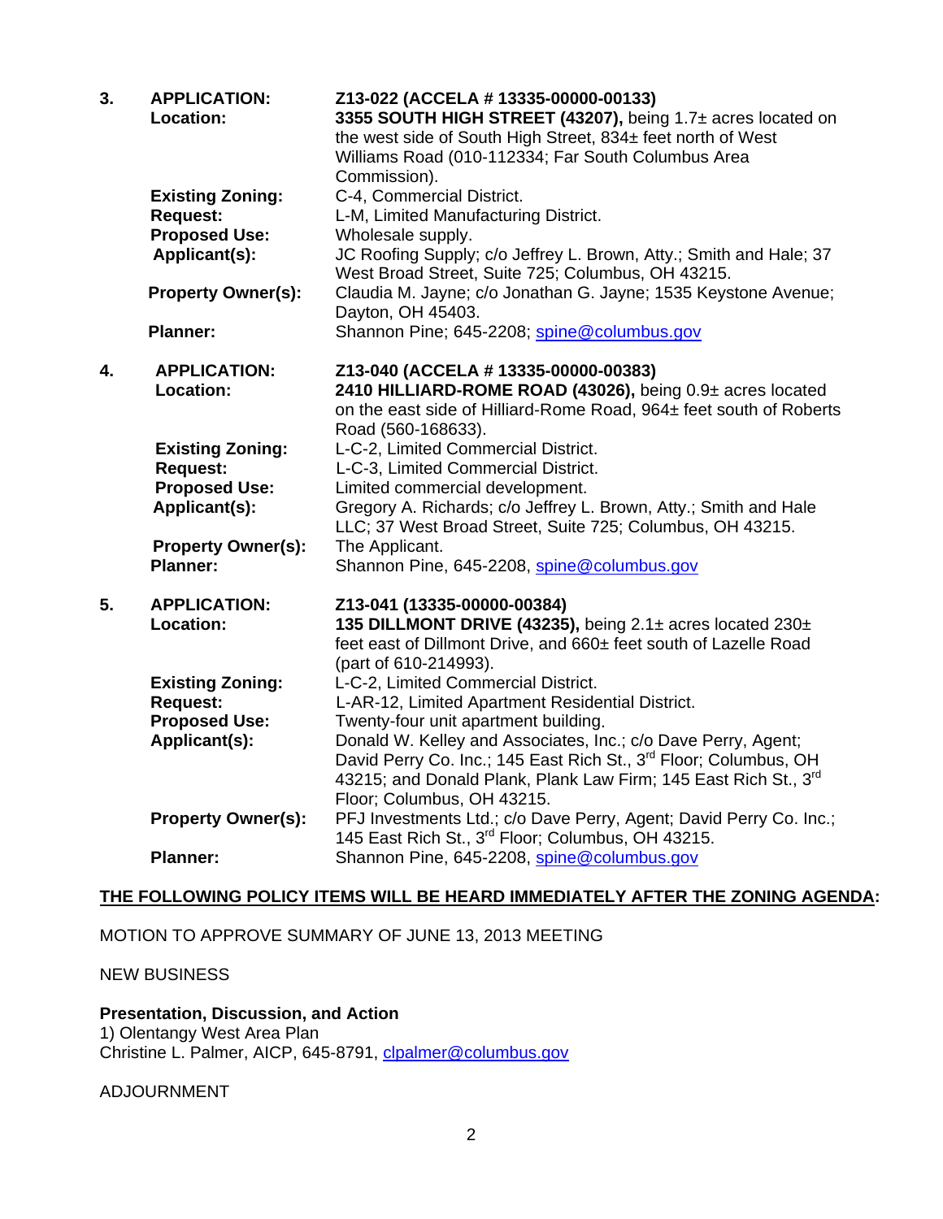3. **APPLICATION:** **Z13-022 (ACCELA # 13335-00000-00133)**
   **Location:** **3355 SOUTH HIGH STREET (43207),** being 1.7± acres located on the west side of South High Street, 834± feet north of West Williams Road (010-112334; Far South Columbus Area Commission).
   **Existing Zoning:** C-4, Commercial District.
   **Request:** L-M, Limited Manufacturing District.
   **Proposed Use:** Wholesale supply.
   **Applicant(s):** JC Roofing Supply; c/o Jeffrey L. Brown, Atty.; Smith and Hale; 37 West Broad Street, Suite 725; Columbus, OH 43215.
   **Property Owner(s):** Claudia M. Jayne; c/o Jonathan G. Jayne; 1535 Keystone Avenue; Dayton, OH 45403.
   **Planner:** Shannon Pine; 645-2208; spine@columbus.gov

4. **APPLICATION:** **Z13-040 (ACCELA # 13335-00000-00383)**
   **Location:** **2410 HILLIARD-ROME ROAD (43026),** being 0.9± acres located on the east side of Hilliard-Rome Road, 964± feet south of Roberts Road (560-168633).
   **Existing Zoning:** L-C-2, Limited Commercial District.
   **Request:** L-C-3, Limited Commercial District.
   **Proposed Use:** Limited commercial development.
   **Applicant(s):** Gregory A. Richards; c/o Jeffrey L. Brown, Atty.; Smith and Hale LLC; 37 West Broad Street, Suite 725; Columbus, OH 43215.
   **Property Owner(s):** The Applicant.
   **Planner:** Shannon Pine, 645-2208, spine@columbus.gov

5. **APPLICATION:** **Z13-041 (13335-00000-00384)**
   **Location:** **135 DILLMONT DRIVE (43235),** being 2.1± acres located 230± feet east of Dillmont Drive, and 660± feet south of Lazelle Road (part of 610-214993).
   **Existing Zoning:** L-C-2, Limited Commercial District.
   **Request:** L-AR-12, Limited Apartment Residential District.
   **Proposed Use:** Twenty-four unit apartment building.
   **Applicant(s):** Donald W. Kelley and Associates, Inc.; c/o Dave Perry, Agent; David Perry Co. Inc.; 145 East Rich St., 3rd Floor; Columbus, OH 43215; and Donald Plank, Plank Law Firm; 145 East Rich St., 3rd Floor; Columbus, OH 43215.
   **Property Owner(s):** PFJ Investments Ltd.; c/o Dave Perry, Agent; David Perry Co. Inc.; 145 East Rich St., 3rd Floor; Columbus, OH 43215.
   **Planner:** Shannon Pine, 645-2208, spine@columbus.gov

**THE FOLLOWING POLICY ITEMS WILL BE HEARD IMMEDIATELY AFTER THE ZONING AGENDA:**

MOTION TO APPROVE SUMMARY OF JUNE 13, 2013 MEETING

NEW BUSINESS

**Presentation, Discussion, and Action**
1) Olentangy West Area Plan
Christine L. Palmer, AICP, 645-8791, clpalmer@columbus.gov

ADJOURNMENT